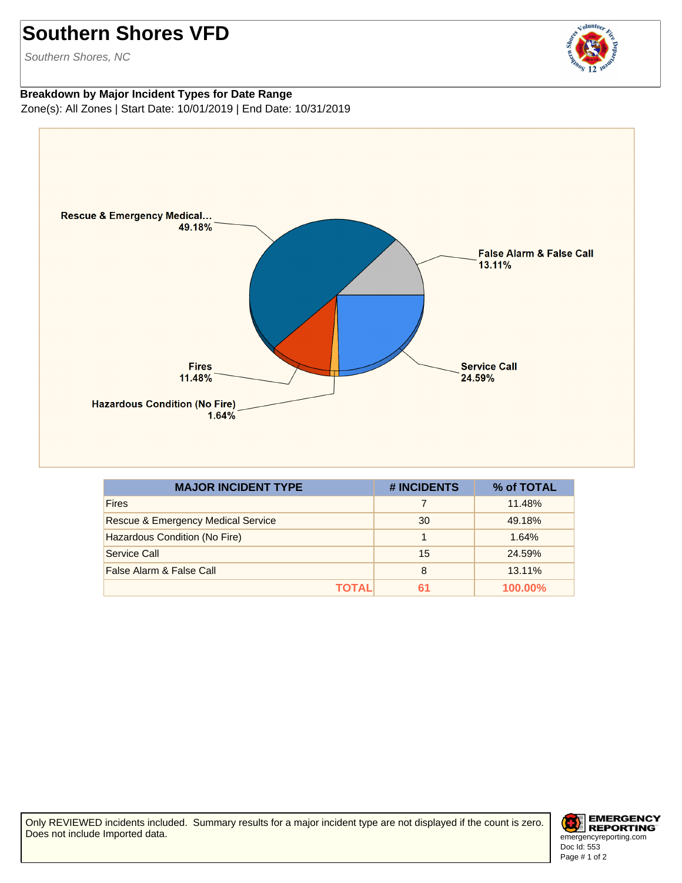# Southern Shores VFD

*Southern Shores, NC*

**Breakdown by Major Incident Types for Date Range**

Zone(s): All Zones | Start Date: 10/01/2019 | End Date: 10/31/2019

Rescue & Emergency Medical... 49.18%

False Alarm & False Call 13.11%

Service Call 24.59%

Fires 11.48%

Hazardous Condition (No Fire) 1.64%

| MAJOR INCIDENT TYPE | # INCIDENTS | % of TOTAL |
|---|---|---|
| Fires | 7 | 11.48% |
| Rescue & Emergency Medical Service | 30 | 49.18% |
| Hazardous Condition (No Fire) | 1 | 1.64% |
| Service Call | 15 | 24.59% |
| False Alarm & False Call | 8 | 13.11% |
| **TOTAL** | **61** | **100.00%** |

Only REVIEWED incidents included. Summary results for a major incident type are not displayed if the count is zero. Does not include Imported data.

EMERGENCY REPORTING
emergencyreporting.com
Doc Id: 553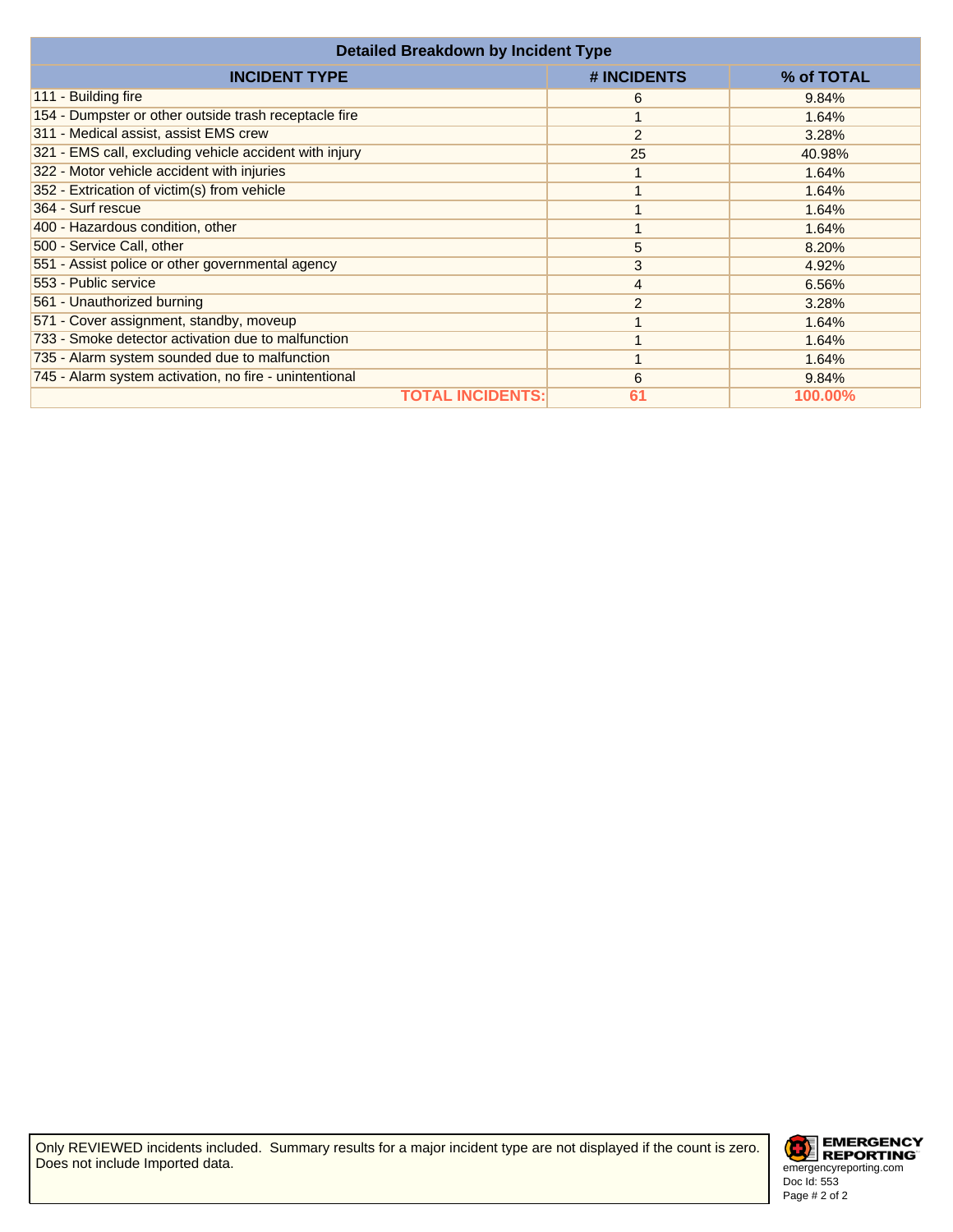| Detailed Breakdown by Incident Type | | |
|---|---|---|
| **INCIDENT TYPE** | **# INCIDENTS** | **% of TOTAL** |
| 111 - Building fire | 6 | 9.84% |
| 154 - Dumpster or other outside trash receptacle fire | 1 | 1.64% |
| 311 - Medical assist, assist EMS crew | 2 | 3.28% |
| 321 - EMS call, excluding vehicle accident with injury | 25 | 40.98% |
| 322 - Motor vehicle accident with injuries | 1 | 1.64% |
| 352 - Extrication of victim(s) from vehicle | 1 | 1.64% |
| 364 - Surf rescue | 1 | 1.64% |
| 400 - Hazardous condition, other | 1 | 1.64% |
| 500 - Service Call, other | 5 | 8.20% |
| 551 - Assist police or other governmental agency | 3 | 4.92% |
| 553 - Public service | 4 | 6.56% |
| 561 - Unauthorized burning | 2 | 3.28% |
| 571 - Cover assignment, standby, moveup | 1 | 1.64% |
| 733 - Smoke detector activation due to malfunction | 1 | 1.64% |
| 735 - Alarm system sounded due to malfunction | 1 | 1.64% |
| 745 - Alarm system activation, no fire - unintentional | 6 | 9.84% |
| **TOTAL INCIDENTS:** | **61** | **100.00%** |

Only REVIEWED incidents included. Summary results for a major incident type are not displayed if the count is zero. Does not include Imported data.

EMERGENCY REPORTING
emergencyreporting.com
Doc Id: 553